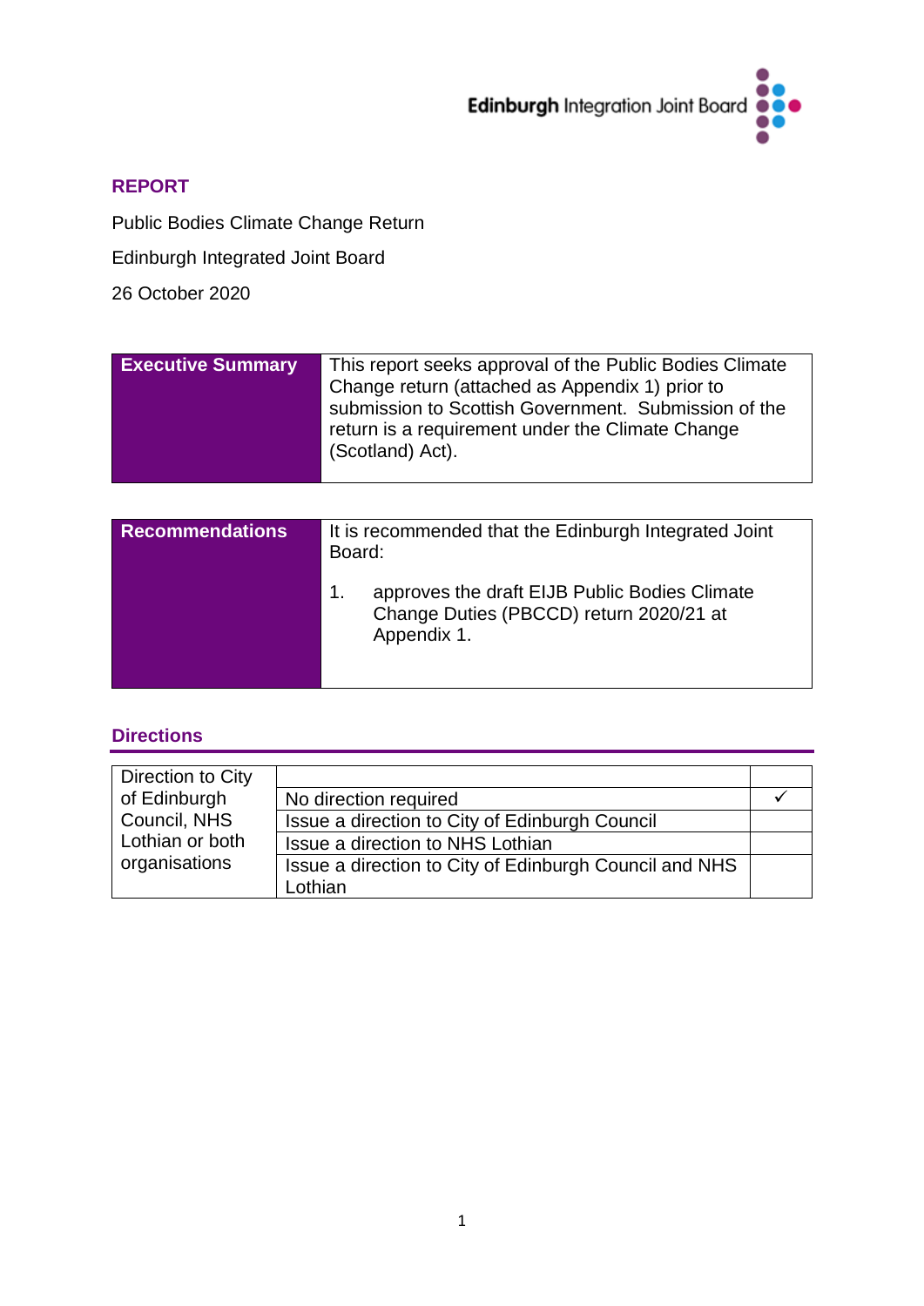Edinburgh Integration Joint Board

## REPORT

Public Bodies Climate Change Return

Edinburgh Integrated Joint Board

26 October 2020

| **Executive Summary** | This report seeks approval of the Public Bodies Climate Change return (attached as Appendix 1) prior to submission to Scottish Government. Submission of the return is a requirement under the Climate Change (Scotland) Act). |
|---|---|

| **Recommendations** | It is recommended that the Edinburgh Integrated Joint Board:<br><br>1. approves the draft EIJB Public Bodies Climate Change Duties (PBCCD) return 2020/21 at Appendix 1. |
|---|---|

## Directions

| Direction to City of Edinburgh Council, NHS Lothian or both organisations | | |
|---|---|---|
| | No direction required | ✓ |
| | Issue a direction to City of Edinburgh Council | |
| | Issue a direction to NHS Lothian | |
| | Issue a direction to City of Edinburgh Council and NHS Lothian | |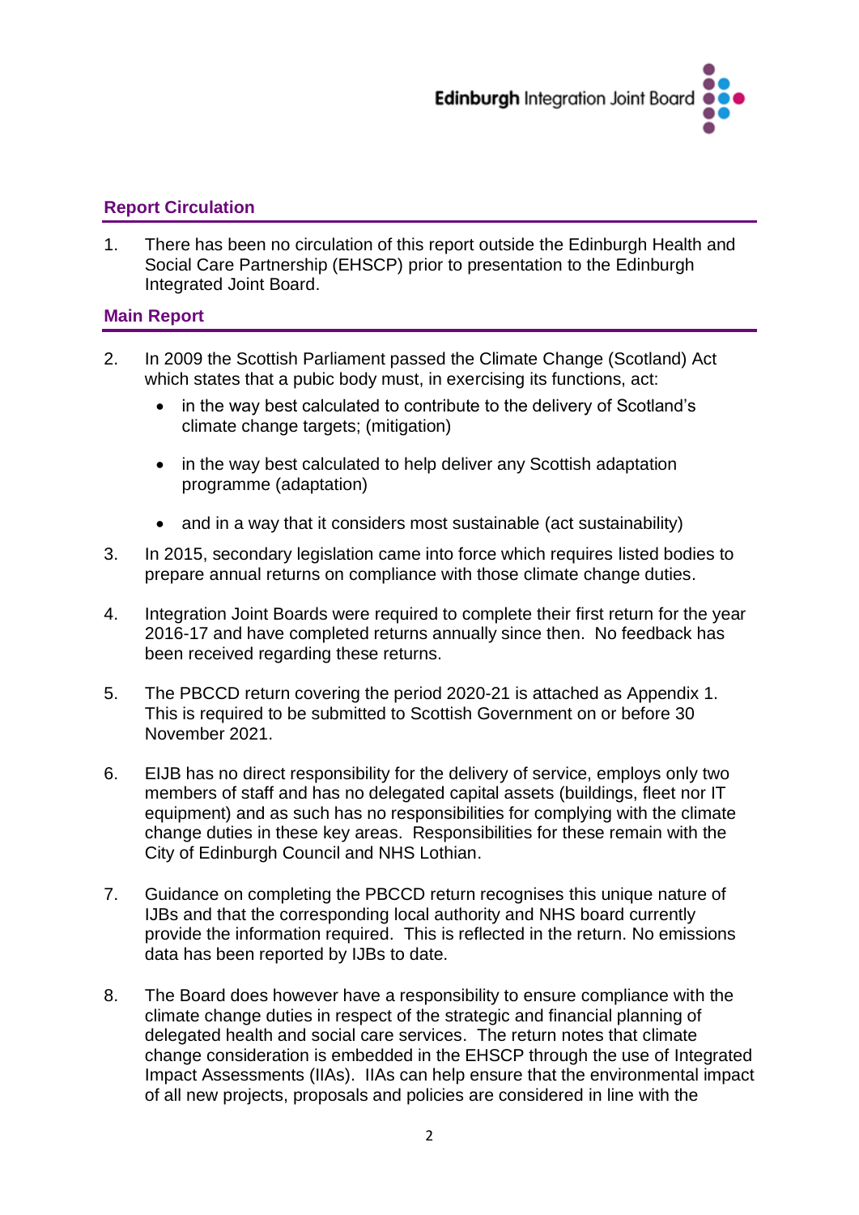## Report Circulation

1. There has been no circulation of this report outside the Edinburgh Health and Social Care Partnership (EHSCP) prior to presentation to the Edinburgh Integrated Joint Board.

## Main Report

2. In 2009 the Scottish Parliament passed the Climate Change (Scotland) Act which states that a pubic body must, in exercising its functions, act:

   - in the way best calculated to contribute to the delivery of Scotland's climate change targets; (mitigation)
   - in the way best calculated to help deliver any Scottish adaptation programme (adaptation)
   - and in a way that it considers most sustainable (act sustainability)

3. In 2015, secondary legislation came into force which requires listed bodies to prepare annual returns on compliance with those climate change duties.

4. Integration Joint Boards were required to complete their first return for the year 2016-17 and have completed returns annually since then. No feedback has been received regarding these returns.

5. The PBCCD return covering the period 2020-21 is attached as Appendix 1. This is required to be submitted to Scottish Government on or before 30 November 2021.

6. EIJB has no direct responsibility for the delivery of service, employs only two members of staff and has no delegated capital assets (buildings, fleet nor IT equipment) and as such has no responsibilities for complying with the climate change duties in these key areas. Responsibilities for these remain with the City of Edinburgh Council and NHS Lothian.

7. Guidance on completing the PBCCD return recognises this unique nature of IJBs and that the corresponding local authority and NHS board currently provide the information required. This is reflected in the return. No emissions data has been reported by IJBs to date.

8. The Board does however have a responsibility to ensure compliance with the climate change duties in respect of the strategic and financial planning of delegated health and social care services. The return notes that climate change consideration is embedded in the EHSCP through the use of Integrated Impact Assessments (IIAs). IIAs can help ensure that the environmental impact of all new projects, proposals and policies are considered in line with the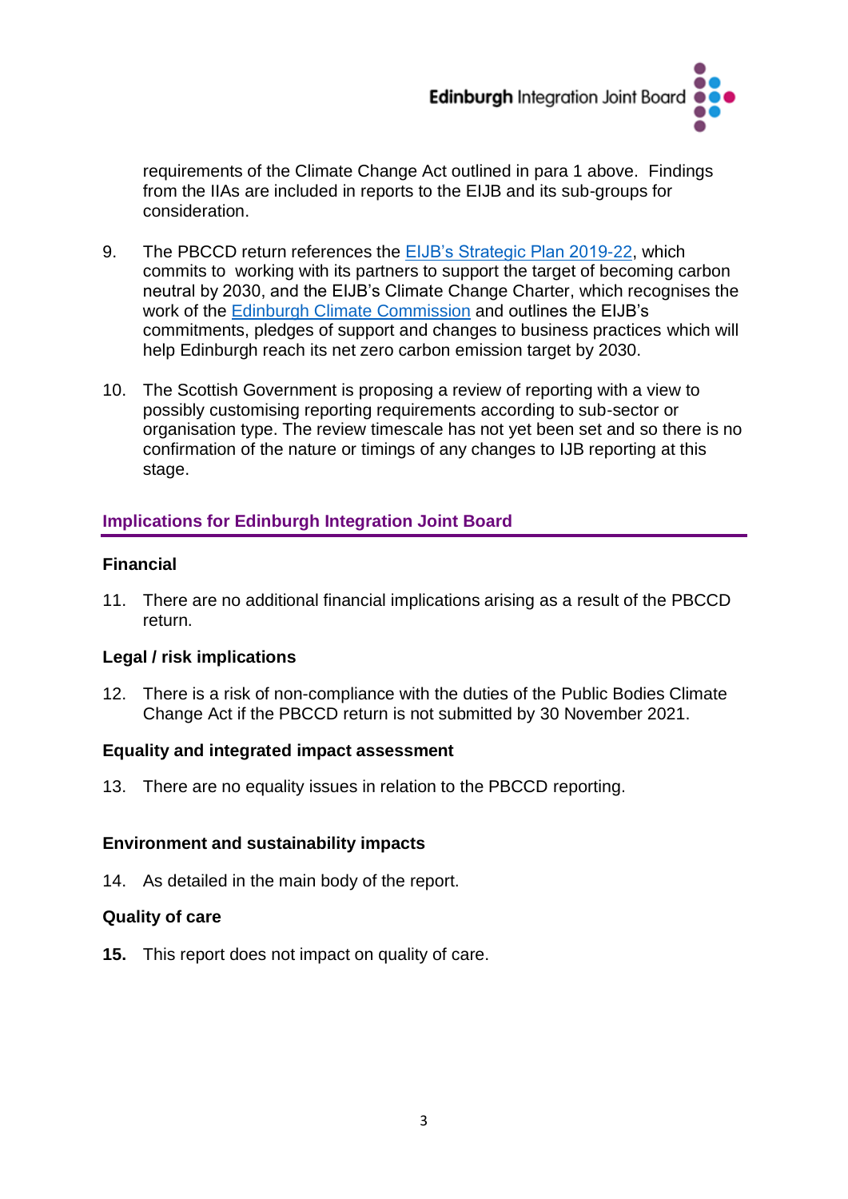requirements of the Climate Change Act outlined in para 1 above. Findings from the IIAs are included in reports to the EIJB and its sub-groups for consideration.

9. The PBCCD return references the EIJB's Strategic Plan 2019-22, which commits to working with its partners to support the target of becoming carbon neutral by 2030, and the EIJB's Climate Change Charter, which recognises the work of the Edinburgh Climate Commission and outlines the EIJB's commitments, pledges of support and changes to business practices which will help Edinburgh reach its net zero carbon emission target by 2030.

10. The Scottish Government is proposing a review of reporting with a view to possibly customising reporting requirements according to sub-sector or organisation type. The review timescale has not yet been set and so there is no confirmation of the nature or timings of any changes to IJB reporting at this stage.

## Implications for Edinburgh Integration Joint Board

### Financial

11. There are no additional financial implications arising as a result of the PBCCD return.

### Legal / risk implications

12. There is a risk of non-compliance with the duties of the Public Bodies Climate Change Act if the PBCCD return is not submitted by 30 November 2021.

### Equality and integrated impact assessment

13. There are no equality issues in relation to the PBCCD reporting.

### Environment and sustainability impacts

14. As detailed in the main body of the report.

### Quality of care

**15.** This report does not impact on quality of care.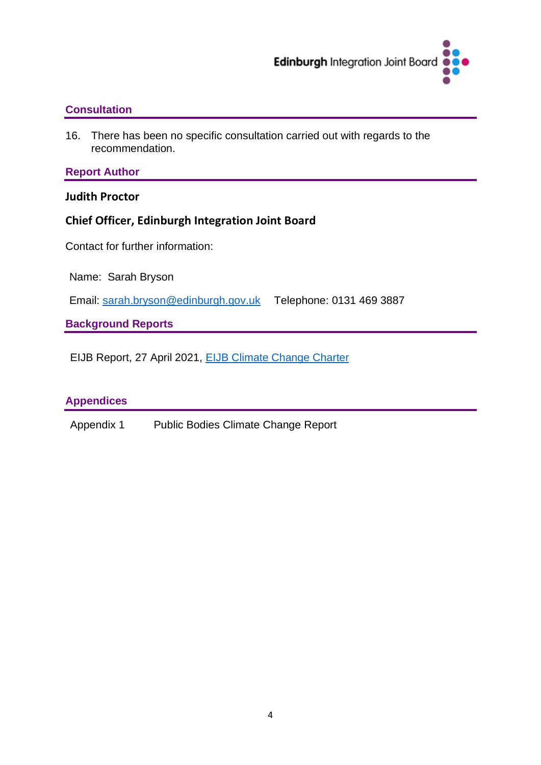## Consultation

16. There has been no specific consultation carried out with regards to the recommendation.

## Report Author

**Judith Proctor**

**Chief Officer, Edinburgh Integration Joint Board**

Contact for further information:

Name: Sarah Bryson

Email: [sarah.bryson@edinburgh.gov.uk](mailto:sarah.bryson@edinburgh.gov.uk) Telephone: 0131 469 3887

## Background Reports

EIJB Report, 27 April 2021, EIJB Climate Change Charter

## Appendices

| | |
|---|---|
| Appendix 1 | Public Bodies Climate Change Report |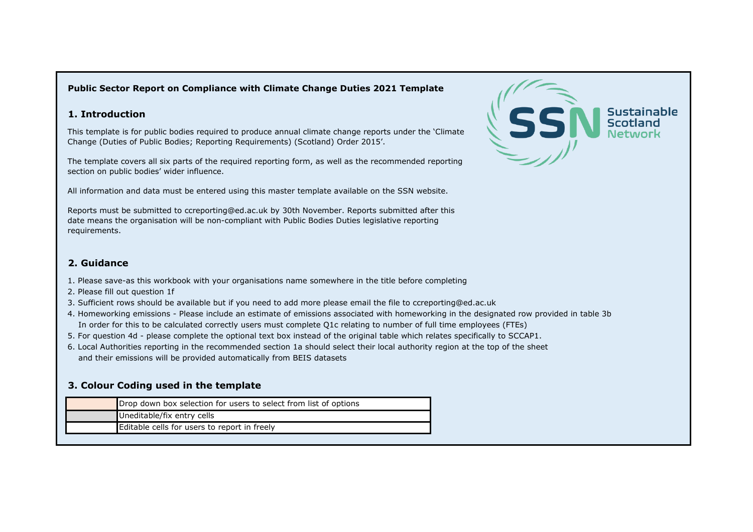**Public Sector Report on Compliance with Climate Change Duties 2021 Template**

## 1. Introduction

This template is for public bodies required to produce annual climate change reports under the 'Climate Change (Duties of Public Bodies; Reporting Requirements) (Scotland) Order 2015'.

The template covers all six parts of the required reporting form, as well as the recommended reporting section on public bodies' wider influence.

All information and data must be entered using this master template available on the SSN website.

Reports must be submitted to ccreporting@ed.ac.uk by 30th November. Reports submitted after this date means the organisation will be non-compliant with Public Bodies Duties legislative reporting requirements.

## 2. Guidance

1. Please save-as this workbook with your organisations name somewhere in the title before completing
2. Please fill out question 1f
3. Sufficient rows should be available but if you need to add more please email the file to ccreporting@ed.ac.uk
4. Homeworking emissions - Please include an estimate of emissions associated with homeworking in the designated row provided in table 3b
   In order for this to be calculated correctly users must complete Q1c relating to number of full time employees (FTEs)
5. For question 4d - please complete the optional text box instead of the original table which relates specifically to SCCAP1.
6. Local Authorities reporting in the recommended section 1a should select their local authority region at the top of the sheet
   and their emissions will be provided automatically from BEIS datasets

## 3. Colour Coding used in the template

| Colour | Meaning |
|---|---|
| (light orange) | Drop down box selection for users to select from list of options |
| (grey) | Uneditable/fix entry cells |
| (white) | Editable cells for users to report in freely |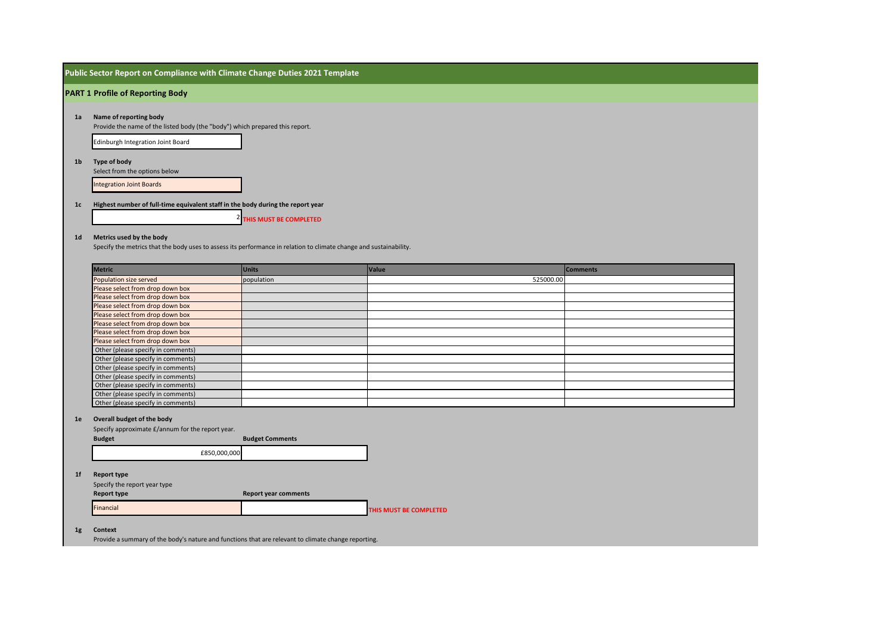# Public Sector Report on Compliance with Climate Change Duties 2021 Template

## PART 1 Profile of Reporting Body

**1a Name of reporting body**

Provide the name of the listed body (the "body") which prepared this report.

Edinburgh Integration Joint Board

**1b Type of body**

Select from the options below

Integration Joint Boards

**1c Highest number of full-time equivalent staff in the body during the report year**

2 **THIS MUST BE COMPLETED**

**1d Metrics used by the body**

Specify the metrics that the body uses to assess its performance in relation to climate change and sustainability.

| Metric | Units | Value | Comments |
|---|---|---|---|
| Population size served | population | 525000.00 | |
| Please select from drop down box | | | |
| Please select from drop down box | | | |
| Please select from drop down box | | | |
| Please select from drop down box | | | |
| Please select from drop down box | | | |
| Please select from drop down box | | | |
| Please select from drop down box | | | |
| Other (please specify in comments) | | | |
| Other (please specify in comments) | | | |
| Other (please specify in comments) | | | |
| Other (please specify in comments) | | | |
| Other (please specify in comments) | | | |
| Other (please specify in comments) | | | |
| Other (please specify in comments) | | | |

**1e Overall budget of the body**

Specify approximate £/annum for the report year.

| Budget | Budget Comments |
|---|---|
| £850,000,000 | |

**1f Report type**

Specify the report year type

| Report type | Report year comments |
|---|---|
| Financial | |

**THIS MUST BE COMPLETED**

**1g Context**

Provide a summary of the body's nature and functions that are relevant to climate change reporting.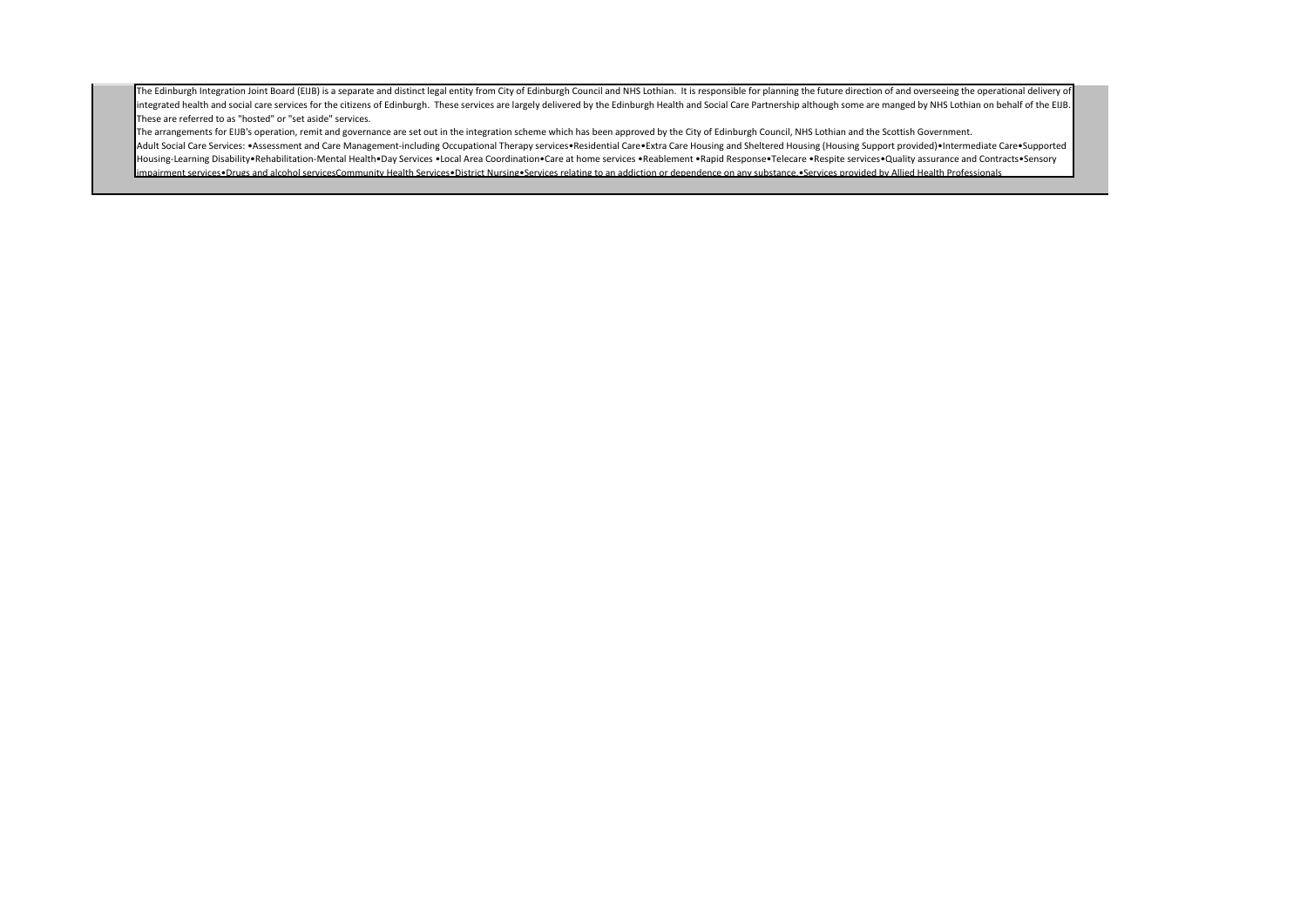The Edinburgh Integration Joint Board (EIJB) is a separate and distinct legal entity from City of Edinburgh Council and NHS Lothian. It is responsible for planning the future direction of and overseeing the operational delivery of integrated health and social care services for the citizens of Edinburgh. These services are largely delivered by the Edinburgh Health and Social Care Partnership although some are manged by NHS Lothian on behalf of the EIJB. These are referred to as "hosted" or "set aside" services.

The arrangements for EIJB's operation, remit and governance are set out in the integration scheme which has been approved by the City of Edinburgh Council, NHS Lothian and the Scottish Government.

Adult Social Care Services: •Assessment and Care Management-including Occupational Therapy services•Residential Care•Extra Care Housing and Sheltered Housing (Housing Support provided)•Intermediate Care•Supported Housing-Learning Disability•Rehabilitation-Mental Health•Day Services •Local Area Coordination•Care at home services •Reablement •Rapid Response•Telecare •Respite services•Quality assurance and Contracts•Sensory impairment services•Drugs and alcohol servicesCommunity Health Services•District Nursing•Services relating to an addiction or dependence on any substance.•Services provided by Allied Health Professionals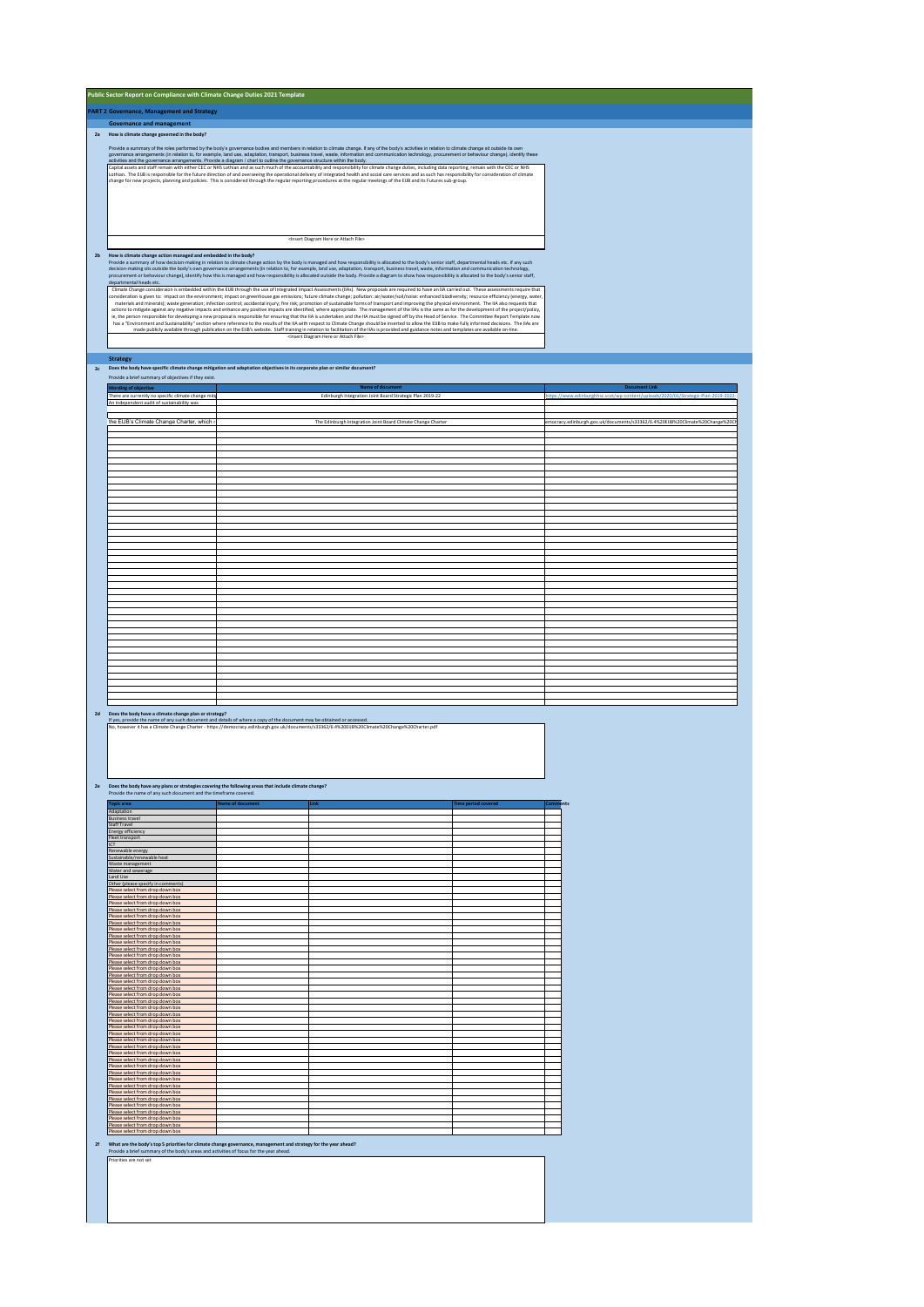# Public Sector Report on Compliance with Climate Change Duties 2021 Template

## PART 2 Governance, Management and Strategy

### Governance and management

**2a How is climate change governed in the body?**

Provide a summary of the roles performed by the body's governance bodies and members in relation to climate change. If any of the body's activities in relation to climate change sit outside its own governance arrangements (in relation to, for example, land use, adaptation, transport, business travel, waste, information and communication technology, procurement or behaviour change), identify these activities and the governance arrangements. Provide a diagram / chart to outline the governance structure within the body.

Capital assets and staff remain with either CEC or NHS Lothian and as such much of the accountability and responsibility for climate change duties, including data reporting, remain with the CEC or NHS Lothian. The EIJB is responsible for the future direction of and overseeing the operational delivery of integrated health and social care services and as such has responsibility for consideration of climate change for new projects, planning and policies. This is considered through the regular reporting procedures at the regular meetings of the EIJB and its Futures sub-group.

<Insert Diagram Here or Attach File>

**2b How is climate change action managed and embedded in the body?**

Provide a summary of how decision-making in relation to climate change action by the body is managed and how responsibility is allocated to the body's senior staff, departmental heads etc. If any such decision-making sits outside the body's own governance arrangements (in relation to, for example, land use, adaptation, transport, business travel, waste, information and communication technology, procurement or behaviour change), identify how this is managed and how responsibility is allocated outside the body. Provide a diagram to show how responsibility is allocated to the body's senior staff, departmental heads etc.

Climate Change consideration is embedded within the EIJB through the use of Integrated Impact Assessments (IIAs). New proposals are required to have an IIA carried out. These assessments require that consideration is given to: impact on the environment; impact on greenhouse gas emissions; future climate change; pollution: air/water/soil/noise: enhanced biodiversity; resource efficiency (energy, water, materials and minerals); waste generation; infection control; accidental injury; fire risk; promotion of sustainable forms of transport and improving the physical environment. The IIA also requests that actions to mitigate against any negative impacts and enhance any positive impacts are identified, where appropriate. The management of the IIAs is the same as for the development of the project/policy, ie, the person responsible for developing a new proposal is responsible for ensuring that the IIA is undertaken and the IIA must be signed off by the Head of Service. The Committee Report Template now has a "Environment and Sustainability" section where reference to the results of the IIA with respect to Climate Change should be inserted to allow the EIJB to make fully informed decisions. The IIAs are made publicly available through publication on the EIJB's website. Staff training in relation to facilitation of the IIAs is provided and guidance notes and templates are available on-line.

<Insert Diagram Here or Attach File>

### Strategy

**2c Does the body have specific climate change mitigation and adaptation objectives in its corporate plan or similar document?**

Provide a brief summary of objectives if they exist.

| Wording of objective | Name of document | Document Link |
|---|---|---|
| There are currently no specific climate change mitig | Edinburgh Integration Joint Board Strategic Plan 2019-22 | https://www.edinburghhsc.scot/wp-content/uploads/2020/01/Strategic-Plan-2019-2022- |
| An independent audit of sustainability was | | |
| | | |
| the EIJB's Climate Change Charter, which r | The Edinburgh Integration Joint Board Climate Change Charter | emocracy.edinburgh.gov.uk/documents/s33362/6.4%20EIJB%20Climate%20Change%20Ch |

**2d Does the body have a climate change plan or strategy?**

If yes, provide the name of any such document and details of where a copy of the document may be obtained or accessed.

No, however it has a Climate Change Charter - https://democracy.edinburgh.gov.uk/documents/s33362/6.4%20EIJB%20Climate%20Change%20Charter.pdf

**2e Does the body have any plans or strategies covering the following areas that include climate change?**

Provide the name of any such document and the timeframe covered.

| Topic area | Name of document | Link | Time period covered | Comments |
|---|---|---|---|---|
| Adaptation | | | | |
| Business travel | | | | |
| Staff Travel | | | | |
| Energy efficiency | | | | |
| Fleet transport | | | | |
| ICT | | | | |
| Renewable energy | | | | |
| Sustainable/renewable heat | | | | |
| Waste management | | | | |
| Water and sewerage | | | | |
| Land Use | | | | |
| Other (please specify in comments) | | | | |
| Please select from drop down box | | | | |
| Please select from drop down box | | | | |
| Please select from drop down box | | | | |
| Please select from drop down box | | | | |
| Please select from drop down box | | | | |
| Please select from drop down box | | | | |
| Please select from drop down box | | | | |
| Please select from drop down box | | | | |
| Please select from drop down box | | | | |
| Please select from drop down box | | | | |
| Please select from drop down box | | | | |
| Please select from drop down box | | | | |
| Please select from drop down box | | | | |
| Please select from drop down box | | | | |
| Please select from drop down box | | | | |
| Please select from drop down box | | | | |
| Please select from drop down box | | | | |
| Please select from drop down box | | | | |
| Please select from drop down box | | | | |
| Please select from drop down box | | | | |
| Please select from drop down box | | | | |
| Please select from drop down box | | | | |
| Please select from drop down box | | | | |
| Please select from drop down box | | | | |
| Please select from drop down box | | | | |
| Please select from drop down box | | | | |
| Please select from drop down box | | | | |
| Please select from drop down box | | | | |
| Please select from drop down box | | | | |
| Please select from drop down box | | | | |
| Please select from drop down box | | | | |
| Please select from drop down box | | | | |
| Please select from drop down box | | | | |
| Please select from drop down box | | | | |
| Please select from drop down box | | | | |

**2f What are the body's top 5 priorities for climate change governance, management and strategy for the year ahead?**

Provide a brief summary of the body's areas and activities of focus for the year ahead.

Priorities are not set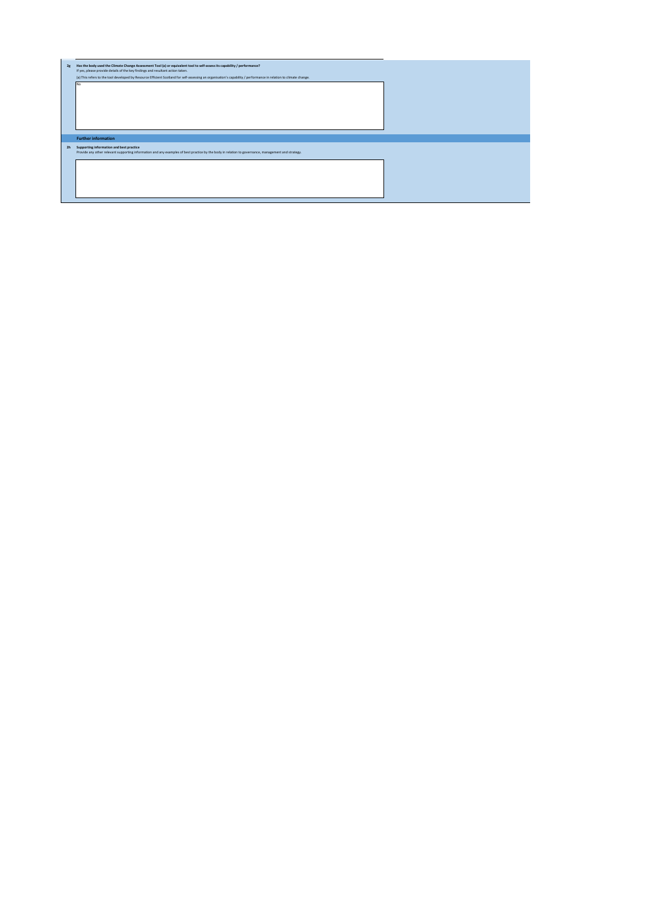**2g** **Has the body used the Climate Change Assessment Tool (a) or equivalent tool to self-assess its capability / performance?**

If yes, please provide details of the key findings and resultant action taken.

(a) This refers to the tool developed by Resource Efficient Scotland for self-assessing an organisation's capability / performance in relation to climate change.

No

## Further information

**2h** **Supporting information and best practice**

Provide any other relevant supporting information and any examples of best practice by the body in relation to governance, management and strategy.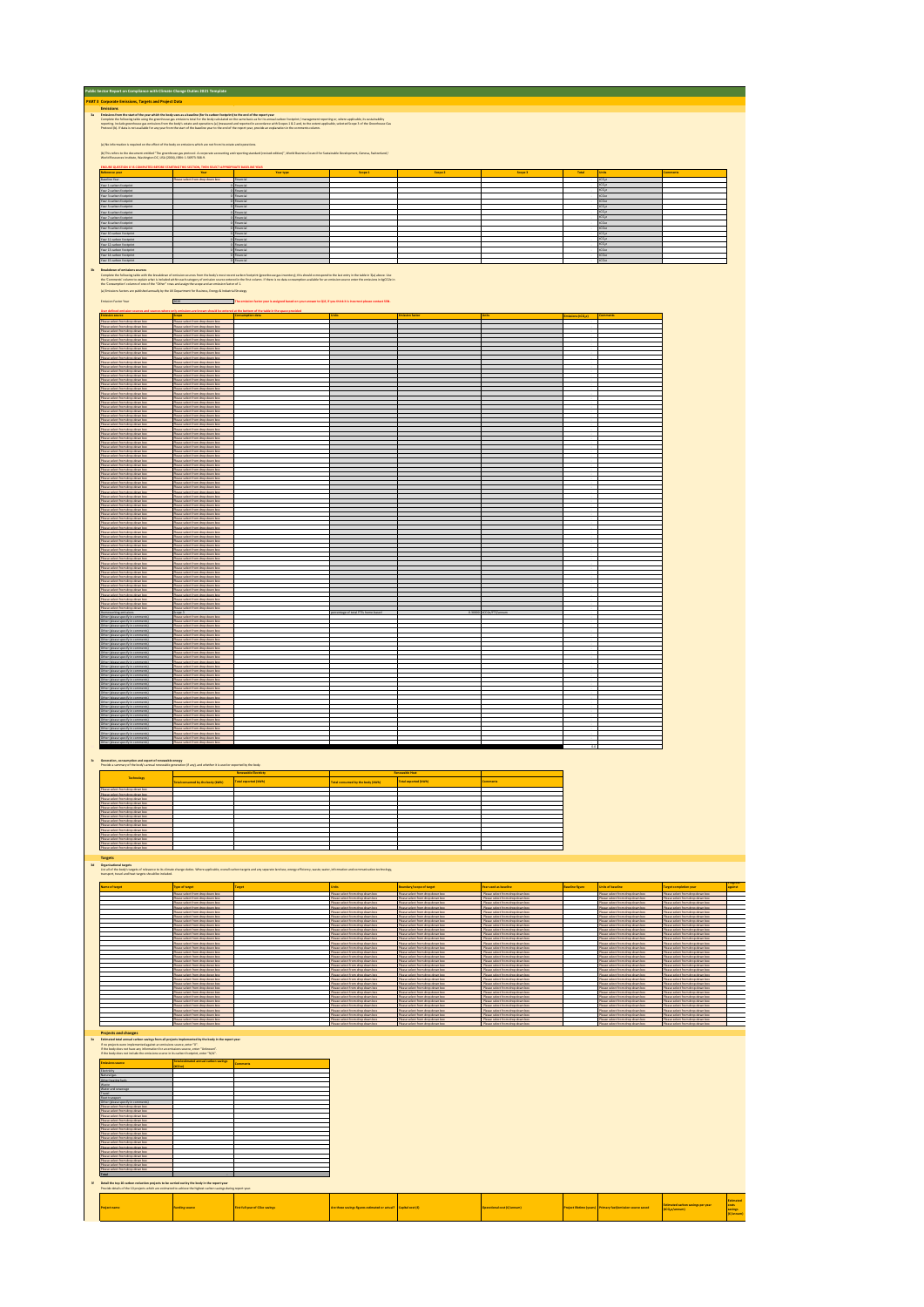**Public Sector Report on Compliance with Climate Change Duties 2021 Template**

## PART 3: Corporate Emissions, Targets and Project Data

### Emissions

**3a Emissions from the start of the year which the body uses as a baseline (for its carbon footprint) to the end of the report year**

Complete the following table using the greenhouse gas emissions total for the body calculated on the same basis as for its annual carbon footprint / management reporting or, where applicable, its sustainability reporting. Include greenhouse gas emissions from the body's estate and operations (a) (measured and reported in accordance with Scopes 1 & 2 and, to the extent applicable, selected Scope 3 of the Greenhouse Gas Protocol (b)). If data is not available for any year from the start of the baseline year to the end of the report year, provide an explanation in the comments column.

(a) No information is required on the effect of the body on emissions which are not from its estate and operations.

(b) This refers to the document entitled "The greenhouse gas protocol. A corporate accounting and reporting standard (revised edition)", World Business Council for Sustainable Development, Geneva, Switzerland / World Resources Institute, Washington DC, USA (2004), ISBN: 1-56973-568-9.

ENSURE QUESTION 1f IS COMPLETED BEFORE STARTING THIS SECTION, THEN SELECT APPROPRIATE BASELINE YEAR.

| Reference year | Year | Year type | Scope 1 | Scope 2 | Scope 3 | Total | Units | Comments |
|---|---|---|---|---|---|---|---|---|
| Baseline Year | Please select from drop down box | Financial | | | | | tCO2e | |
| Year 1 carbon footprint | 0 | Financial | | | | | tCO2e | |
| Year 2 carbon footprint | 0 | Financial | | | | | tCO2e | |
| Year 3 carbon footprint | 0 | Financial | | | | | tCO2e | |
| Year 4 carbon footprint | 0 | Financial | | | | | tCO2e | |
| Year 5 carbon footprint | 0 | Financial | | | | | tCO2e | |
| Year 6 carbon footprint | 0 | Financial | | | | | tCO2e | |
| Year 7 carbon footprint | 0 | Financial | | | | | tCO2e | |
| Year 8 carbon footprint | 0 | Financial | | | | | tCO2e | |
| Year 9 carbon footprint | 0 | Financial | | | | | tCO2e | |
| Year 10 carbon footprint | 0 | Financial | | | | | tCO2e | |
| Year 11 carbon footprint | 0 | Financial | | | | | tCO2e | |
| Year 12 carbon footprint | 0 | Financial | | | | | tCO2e | |
| Year 13 carbon footprint | 0 | Financial | | | | | tCO2e | |
| Year 14 carbon footprint | 0 | Financial | | | | | tCO2e | |
| Year 15 carbon footprint | 0 | Financial | | | | | tCO2e | |

**3b Breakdown of emission sources**

Complete the following table with the breakdown of emission sources from the body's most recent carbon footprint (greenhouse gas inventory); this should correspond to the last entry in the table in 3(a) above. Use the 'Comments' column to explain what is included within each category of emission source entered in the first column. If there is no data consumption available for an emission source enter the emissions in kgCO2e in the 'Consumption' column of one of the "Other" rows and assign the scope and an emission factor of 1.

(a) Emissions factors are published annually by the UK Department for Business, Energy & Industrial Strategy.

Emission Factor Year: 2020 — The emission factors year is assigned based on your answer to Q1f. If you think this is incorrect please contact SSN.

User defined emission sources and sources where only emissions are known should be entered at the bottom of the table in the space provided.

| Emission source | Scope | Consumption data | Units | Emission factor | Units | Emissions (tCO2e) | Comments |
|---|---|---|---|---|---|---|---|
| Please select from drop down box | Please select from drop down box | | | | | | |
| Please select from drop down box | Please select from drop down box | | | | | | |
| Please select from drop down box | Please select from drop down box | | | | | | |
| Please select from drop down box | Please select from drop down box | | | | | | |
| Please select from drop down box | Please select from drop down box | | | | | | |
| Homeworking emissions | Scope 3 | | percentage of total FTE home based | 0.3400 | kgCO2e/FTE/annum | | |
| Other (please specify in comments) | Please select from drop down box | | | | | | |
| Other (please specify in comments) | Please select from drop down box | | | | | | |
| Other (please specify in comments) | Please select from drop down box | | | | | | |
| Other (please specify in comments) | Please select from drop down box | | | | | | |
| Other (please specify in comments) | Please select from drop down box | | | | | | |
| | | | | | | 0.0 | |

**3c Generation, consumption and export of renewable energy**

Provide a summary of the body's annual renewable generation (if any), and whether it is used or exported by the body.

| Technology | Renewable Electricity | | Renewable Heat | | Comments |
|---|---|---|---|---|---|
| | Total consumed by the body (kWh) | Total exported (kWh) | Total consumed by the body (kWh) | Total exported (kWh) | |
| Please select from drop down box | | | | | |
| Please select from drop down box | | | | | |
| Please select from drop down box | | | | | |
| Please select from drop down box | | | | | |
| Please select from drop down box | | | | | |

### Targets

**3d Organisational targets**

List all of the body's targets of relevance to its climate change duties. Where applicable, overall carbon targets and any separate land use, energy efficiency, waste, water, information and communication technology, transport, travel and heat targets should be included.

| Name of target | Type of target | Target | Units | Boundary/scope of target | Year used as baseline | Baseline figure | Units of baseline | Target completion year | Progress against target |
|---|---|---|---|---|---|---|---|---|---|
| | Please select from drop down box | | Please select from drop down box | Please select from drop down box | Please select from drop down box | | Please select from drop down box | Please select from drop down box | |
| | Please select from drop down box | | Please select from drop down box | Please select from drop down box | Please select from drop down box | | Please select from drop down box | Please select from drop down box | |
| | Please select from drop down box | | Please select from drop down box | Please select from drop down box | Please select from drop down box | | Please select from drop down box | Please select from drop down box | |
| | Please select from drop down box | | Please select from drop down box | Please select from drop down box | Please select from drop down box | | Please select from drop down box | Please select from drop down box | |
| | Please select from drop down box | | Please select from drop down box | Please select from drop down box | Please select from drop down box | | Please select from drop down box | Please select from drop down box | |

### Projects and changes

**3e Estimated total annual carbon savings from all projects implemented by the body in the report year**

If no projects were implemented against an emissions source, enter "0".
If the body does not have any information for a particular source, enter "Unknown".
If the body does not include the emissions source in its carbon footprint, enter "N/A".

| Emission source | Total estimated annual carbon savings (tCO2e) | Comments |
|---|---|---|
| Electricity | | |
| Natural gas | | |
| Other heating fuels | | |
| Waste | | |
| Water and sewerage | | |
| Travel | | |
| Fleet transport | | |
| Other (please specify in comments) | | |
| Please select from drop down box | | |
| Please select from drop down box | | |
| Please select from drop down box | | |
| Please select from drop down box | | |
| Total | | |

**3f Detail the top 10 carbon reduction projects to be carried out by the body in the report year**

Provide details of the 10 projects which are estimated to achieve the highest carbon savings during report year.

| Project name | Funding source | First full year of CO2e savings | Are these savings figures estimated or actual? | Capital cost (£) | Operational cost (£/annum) | Project lifetime (years) | Primary fuel/emission source saved | Estimated carbon savings per year (tCO2e/annum) | Estimated costs savings (£/annum) |
|---|---|---|---|---|---|---|---|---|---|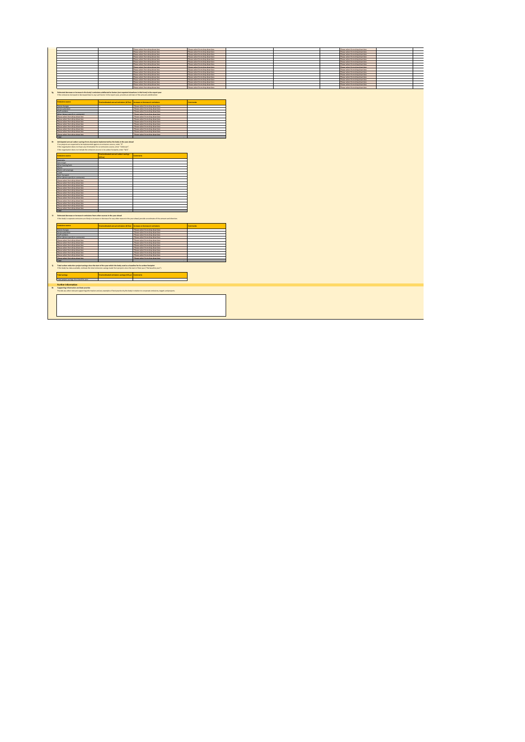| | | | | | | | | |
|---|---|---|---|---|---|---|---|---|
| | | Please select from dropdown box | Please select from drop down box | | | Please select from drop down box | | |
| | | Please select from dropdown box | Please select from drop down box | | | Please select from drop down box | | |
| | | Please select from dropdown box | Please select from drop down box | | | Please select from drop down box | | |
| | | Please select from dropdown box | Please select from drop down box | | | Please select from drop down box | | |
| | | Please select from dropdown box | Please select from drop down box | | | Please select from drop down box | | |
| | | Please select from dropdown box | Please select from drop down box | | | Please select from drop down box | | |
| | | Please select from dropdown box | Please select from drop down box | | | Please select from drop down box | | |
| | | Please select from dropdown box | Please select from drop down box | | | Please select from drop down box | | |
| | | Please select from dropdown box | Please select from drop down box | | | Please select from drop down box | | |
| | | Please select from dropdown box | Please select from drop down box | | | Please select from drop down box | | |
| | | Please select from dropdown box | Please select from drop down box | | | Please select from drop down box | | |
| | | Please select from dropdown box | Please select from drop down box | | | Please select from drop down box | | |
| | | Please select from dropdown box | Please select from drop down box | | | Please select from drop down box | | |
| | | Please select from dropdown box | Please select from drop down box | | | Please select from drop down box | | |
| | | Please select from dropdown box | Please select from drop down box | | | Please select from drop down box | | |
| | | Please select from dropdown box | Please select from drop down box | | | Please select from drop down box | | |

**5g Estimated decrease or increase in the body's emissions attributed to factors (not reported elsewhere in this form) in the report year**

If the emissions increased or decreased due to any such factor in the report year, provide an estimate of the amount and direction.

| Emission source | Total estimated annual emissions (tCO2e) | Increase or decrease in emissions | Comments |
|---|---|---|---|
| Estate changes | | Please select from drop down box | |
| Service provision | | Please select from drop down box | |
| Staff numbers | | Please select from drop down box | |
| Other (please specify in comments) | | Please select from drop down box | |
| Please select from drop down box | | Please select from drop down box | |
| Please select from drop down box | | Please select from drop down box | |
| Please select from drop down box | | Please select from drop down box | |
| Please select from drop down box | | Please select from drop down box | |
| Please select from drop down box | | Please select from drop down box | |
| Please select from drop down box | | Please select from drop down box | |
| Please select from drop down box | | Please select from drop down box | |
| Total | | | |

**5h Anticipated annual carbon savings from all projects implemented by the body in the year ahead**

If no projects are expected to be implemented against an emissions source, enter "0".
If the organisation does not have any information for an emissions source, enter "Unknown".
If the organisation does not include the emissions source in its carbon footprint, enter "N/A".

| Emission source | Total estimated annual carbon savings (tCO2e) | Comments |
|---|---|---|
| Electricity | | |
| Natural gas | | |
| Other heating fuels | | |
| Waste | | |
| Water and sewerage | | |
| Travel | | |
| Fleet transport | | |
| Other (please specify in comments) | | |
| Please select from drop down box | | |
| Please select from drop down box | | |
| Please select from drop down box | | |
| Please select from drop down box | | |
| Please select from drop down box | | |
| Please select from drop down box | | |
| Please select from drop down box | | |
| Please select from drop down box | | |
| Please select from drop down box | | |
| Please select from drop down box | | |
| Please select from drop down box | | |
| Total | | |

**5i Estimated decrease or increase in emissions from other sources in the year ahead**

If the body's corporate emissions are likely to increase or decrease for any other reason in the year ahead, provide an estimate of the amount and direction.

| Emission source | Total estimated annual emissions (tCO2e) | Increase or decrease in emissions | Comments |
|---|---|---|---|
| Estate changes | | Please select from drop down box | |
| Service provision | | Please select from drop down box | |
| Staff numbers | | Please select from drop down box | |
| Other (please specify in comments) | | Please select from drop down box | |
| Please select from drop down box | | Please select from drop down box | |
| Please select from drop down box | | Please select from drop down box | |
| Please select from drop down box | | Please select from drop down box | |
| Please select from drop down box | | Please select from drop down box | |
| Please select from drop down box | | Please select from drop down box | |
| Please select from drop down box | | Please select from drop down box | |
| Please select from drop down box | | Please select from drop down box | |
| Total | | | |

**5j Total carbon reduction project savings since the start of the year which the body used as a baseline for its carbon footprint**

If the body has data available, estimate the total emissions savings made from projects since the start of that year ("the baseline year").

| Total savings | Total estimated emissions savings (tCO2e) | Comments |
|---|---|---|
| Total project savings since the baseline year | | |

## Further information

**5k Supporting information and best practice**

Provide any other relevant supporting information and any examples of best practice by the body in relation to its corporate emissions, targets and projects.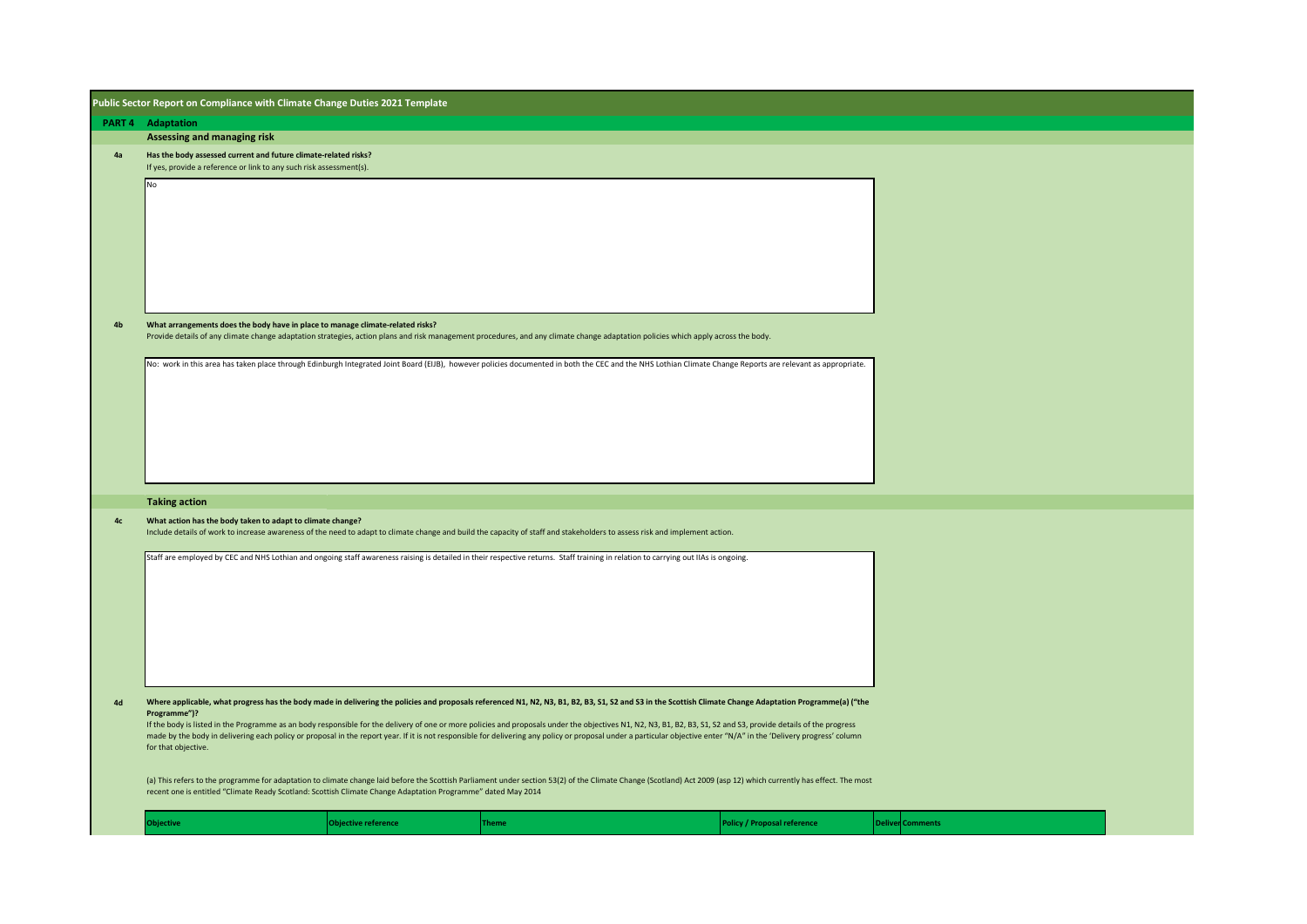# Public Sector Report on Compliance with Climate Change Duties 2021 Template

## PART 4 Adaptation

### Assessing and managing risk

**4a Has the body assessed current and future climate-related risks?**

If yes, provide a reference or link to any such risk assessment(s).

No

**4b What arrangements does the body have in place to manage climate-related risks?**

Provide details of any climate change adaptation strategies, action plans and risk management procedures, and any climate change adaptation policies which apply across the body.

No: work in this area has taken place through Edinburgh Integrated Joint Board (EIJB), however policies documented in both the CEC and the NHS Lothian Climate Change Reports are relevant as appropriate.

### Taking action

**4c What action has the body taken to adapt to climate change?**

Include details of work to increase awareness of the need to adapt to climate change and build the capacity of staff and stakeholders to assess risk and implement action.

Staff are employed by CEC and NHS Lothian and ongoing staff awareness raising is detailed in their respective returns. Staff training in relation to carrying out IIAs is ongoing.

**4d Where applicable, what progress has the body made in delivering the policies and proposals referenced N1, N2, N3, B1, B2, B3, S1, S2 and S3 in the Scottish Climate Change Adaptation Programme(a) ("the Programme")?**

If the body is listed in the Programme as an body responsible for the delivery of one or more policies and proposals under the objectives N1, N2, N3, B1, B2, B3, S1, S2 and S3, provide details of the progress made by the body in delivering each policy or proposal in the report year. If it is not responsible for delivering any policy or proposal under a particular objective enter "N/A" in the 'Delivery progress' column for that objective.

(a) This refers to the programme for adaptation to climate change laid before the Scottish Parliament under section 53(2) of the Climate Change (Scotland) Act 2009 (asp 12) which currently has effect. The most recent one is entitled "Climate Ready Scotland: Scottish Climate Change Adaptation Programme" dated May 2014

| Objective | Objective reference | Theme | Policy / Proposal reference | Delivery progress | Comments |
|---|---|---|---|---|---|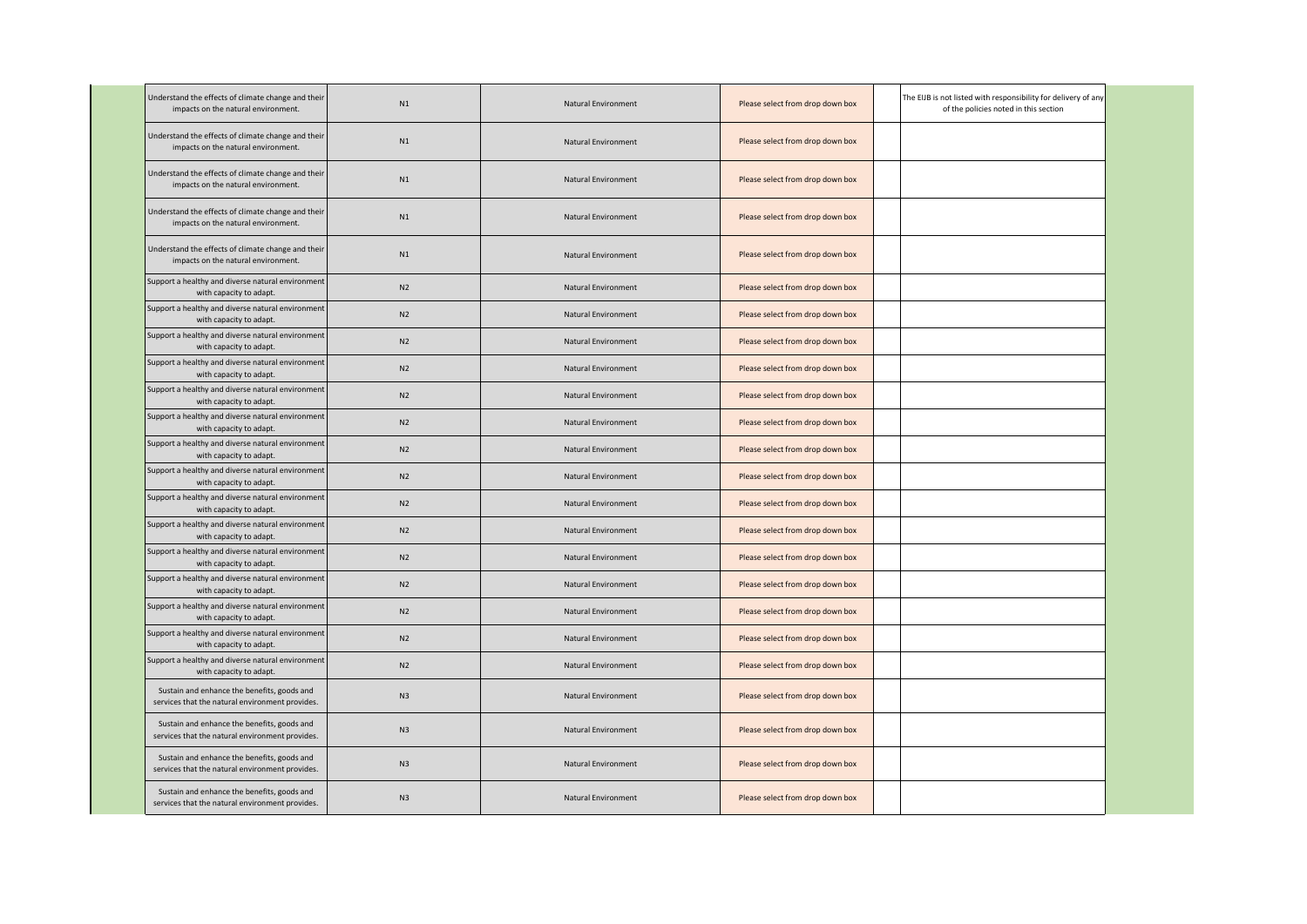| | | | | | |
|---|---|---|---|---|---|
| Understand the effects of climate change and their impacts on the natural environment. | N1 | Natural Environment | Please select from drop down box | | The EIJB is not listed with responsibility for delivery of any of the policies noted in this section |
| Understand the effects of climate change and their impacts on the natural environment. | N1 | Natural Environment | Please select from drop down box | | |
| Understand the effects of climate change and their impacts on the natural environment. | N1 | Natural Environment | Please select from drop down box | | |
| Understand the effects of climate change and their impacts on the natural environment. | N1 | Natural Environment | Please select from drop down box | | |
| Understand the effects of climate change and their impacts on the natural environment. | N1 | Natural Environment | Please select from drop down box | | |
| Support a healthy and diverse natural environment with capacity to adapt. | N2 | Natural Environment | Please select from drop down box | | |
| Support a healthy and diverse natural environment with capacity to adapt. | N2 | Natural Environment | Please select from drop down box | | |
| Support a healthy and diverse natural environment with capacity to adapt. | N2 | Natural Environment | Please select from drop down box | | |
| Support a healthy and diverse natural environment with capacity to adapt. | N2 | Natural Environment | Please select from drop down box | | |
| Support a healthy and diverse natural environment with capacity to adapt. | N2 | Natural Environment | Please select from drop down box | | |
| Support a healthy and diverse natural environment with capacity to adapt. | N2 | Natural Environment | Please select from drop down box | | |
| Support a healthy and diverse natural environment with capacity to adapt. | N2 | Natural Environment | Please select from drop down box | | |
| Support a healthy and diverse natural environment with capacity to adapt. | N2 | Natural Environment | Please select from drop down box | | |
| Support a healthy and diverse natural environment with capacity to adapt. | N2 | Natural Environment | Please select from drop down box | | |
| Support a healthy and diverse natural environment with capacity to adapt. | N2 | Natural Environment | Please select from drop down box | | |
| Support a healthy and diverse natural environment with capacity to adapt. | N2 | Natural Environment | Please select from drop down box | | |
| Support a healthy and diverse natural environment with capacity to adapt. | N2 | Natural Environment | Please select from drop down box | | |
| Support a healthy and diverse natural environment with capacity to adapt. | N2 | Natural Environment | Please select from drop down box | | |
| Support a healthy and diverse natural environment with capacity to adapt. | N2 | Natural Environment | Please select from drop down box | | |
| Support a healthy and diverse natural environment with capacity to adapt. | N2 | Natural Environment | Please select from drop down box | | |
| Sustain and enhance the benefits, goods and services that the natural environment provides. | N3 | Natural Environment | Please select from drop down box | | |
| Sustain and enhance the benefits, goods and services that the natural environment provides. | N3 | Natural Environment | Please select from drop down box | | |
| Sustain and enhance the benefits, goods and services that the natural environment provides. | N3 | Natural Environment | Please select from drop down box | | |
| Sustain and enhance the benefits, goods and services that the natural environment provides. | N3 | Natural Environment | Please select from drop down box | | |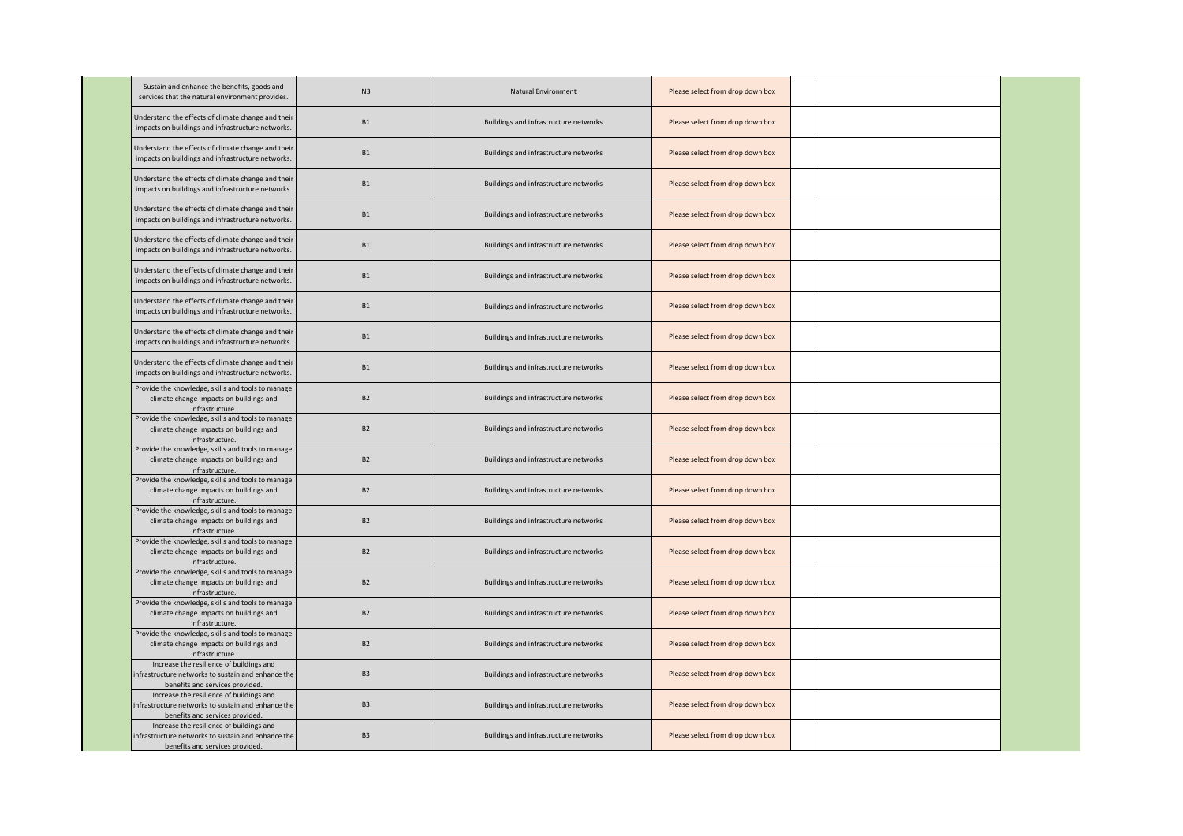| | | | | | |
|---|---|---|---|---|---|
| Sustain and enhance the benefits, goods and services that the natural environment provides. | N3 | Natural Environment | Please select from drop down box | | |
| Understand the effects of climate change and their impacts on buildings and infrastructure networks. | B1 | Buildings and infrastructure networks | Please select from drop down box | | |
| Understand the effects of climate change and their impacts on buildings and infrastructure networks. | B1 | Buildings and infrastructure networks | Please select from drop down box | | |
| Understand the effects of climate change and their impacts on buildings and infrastructure networks. | B1 | Buildings and infrastructure networks | Please select from drop down box | | |
| Understand the effects of climate change and their impacts on buildings and infrastructure networks. | B1 | Buildings and infrastructure networks | Please select from drop down box | | |
| Understand the effects of climate change and their impacts on buildings and infrastructure networks. | B1 | Buildings and infrastructure networks | Please select from drop down box | | |
| Understand the effects of climate change and their impacts on buildings and infrastructure networks. | B1 | Buildings and infrastructure networks | Please select from drop down box | | |
| Understand the effects of climate change and their impacts on buildings and infrastructure networks. | B1 | Buildings and infrastructure networks | Please select from drop down box | | |
| Understand the effects of climate change and their impacts on buildings and infrastructure networks. | B1 | Buildings and infrastructure networks | Please select from drop down box | | |
| Understand the effects of climate change and their impacts on buildings and infrastructure networks. | B1 | Buildings and infrastructure networks | Please select from drop down box | | |
| Provide the knowledge, skills and tools to manage climate change impacts on buildings and infrastructure. | B2 | Buildings and infrastructure networks | Please select from drop down box | | |
| Provide the knowledge, skills and tools to manage climate change impacts on buildings and infrastructure. | B2 | Buildings and infrastructure networks | Please select from drop down box | | |
| Provide the knowledge, skills and tools to manage climate change impacts on buildings and infrastructure. | B2 | Buildings and infrastructure networks | Please select from drop down box | | |
| Provide the knowledge, skills and tools to manage climate change impacts on buildings and infrastructure. | B2 | Buildings and infrastructure networks | Please select from drop down box | | |
| Provide the knowledge, skills and tools to manage climate change impacts on buildings and infrastructure. | B2 | Buildings and infrastructure networks | Please select from drop down box | | |
| Provide the knowledge, skills and tools to manage climate change impacts on buildings and infrastructure. | B2 | Buildings and infrastructure networks | Please select from drop down box | | |
| Provide the knowledge, skills and tools to manage climate change impacts on buildings and infrastructure. | B2 | Buildings and infrastructure networks | Please select from drop down box | | |
| Provide the knowledge, skills and tools to manage climate change impacts on buildings and infrastructure. | B2 | Buildings and infrastructure networks | Please select from drop down box | | |
| Provide the knowledge, skills and tools to manage climate change impacts on buildings and infrastructure. | B2 | Buildings and infrastructure networks | Please select from drop down box | | |
| Increase the resilience of buildings and infrastructure networks to sustain and enhance the benefits and services provided. | B3 | Buildings and infrastructure networks | Please select from drop down box | | |
| Increase the resilience of buildings and infrastructure networks to sustain and enhance the benefits and services provided. | B3 | Buildings and infrastructure networks | Please select from drop down box | | |
| Increase the resilience of buildings and infrastructure networks to sustain and enhance the benefits and services provided. | B3 | Buildings and infrastructure networks | Please select from drop down box | | |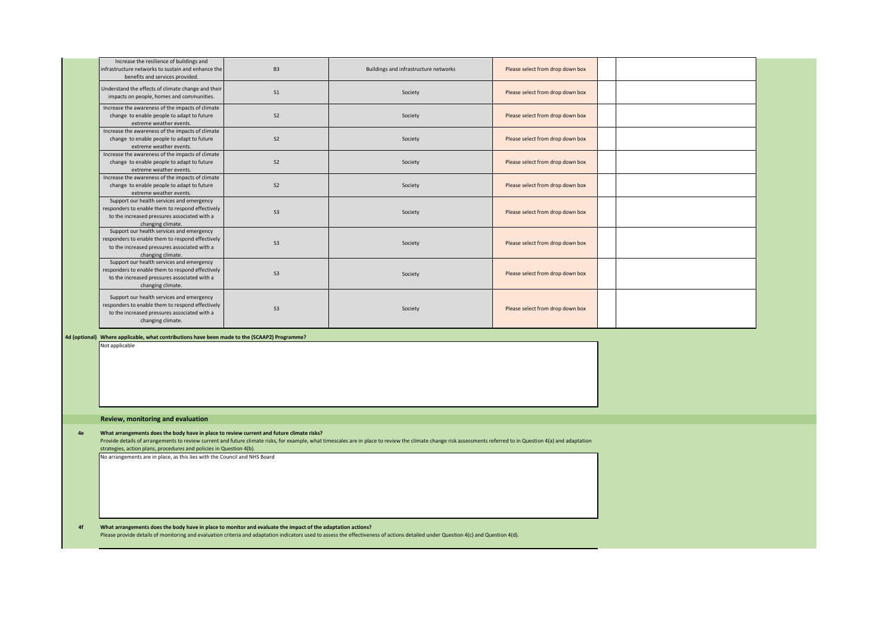| | | | | | |
|---|---|---|---|---|---|
| Increase the resilience of buildings and infrastructure networks to sustain and enhance the benefits and services provided. | B3 | Buildings and infrastructure networks | Please select from drop down box | | |
| Understand the effects of climate change and their impacts on people, homes and communities. | S1 | Society | Please select from drop down box | | |
| Increase the awareness of the impacts of climate change to enable people to adapt to future extreme weather events. | S2 | Society | Please select from drop down box | | |
| Increase the awareness of the impacts of climate change to enable people to adapt to future extreme weather events. | S2 | Society | Please select from drop down box | | |
| Increase the awareness of the impacts of climate change to enable people to adapt to future extreme weather events. | S2 | Society | Please select from drop down box | | |
| Increase the awareness of the impacts of climate change to enable people to adapt to future extreme weather events. | S2 | Society | Please select from drop down box | | |
| Support our health services and emergency responders to enable them to respond effectively to the increased pressures associated with a changing climate. | S3 | Society | Please select from drop down box | | |
| Support our health services and emergency responders to enable them to respond effectively to the increased pressures associated with a changing climate. | S3 | Society | Please select from drop down box | | |
| Support our health services and emergency responders to enable them to respond effectively to the increased pressures associated with a changing climate. | S3 | Society | Please select from drop down box | | |
| Support our health services and emergency responders to enable them to respond effectively to the increased pressures associated with a changing climate. | S3 | Society | Please select from drop down box | | |

**4d (optional) Where applicable, what contributions have been made to the (SCAAP2) Programme?**

Not applicable

## Review, monitoring and evaluation

**4e What arrangements does the body have in place to review current and future climate risks?**

Provide details of arrangements to review current and future climate risks, for example, what timescales are in place to review the climate change risk assessments referred to in Question 4(a) and adaptation strategies, action plans, procedures and policies in Question 4(b).

No arrangements are in place, as this lies with the Council and NHS Board

**4f What arrangements does the body have in place to monitor and evaluate the impact of the adaptation actions?**

Please provide details of monitoring and evaluation criteria and adaptation indicators used to assess the effectiveness of actions detailed under Question 4(c) and Question 4(d).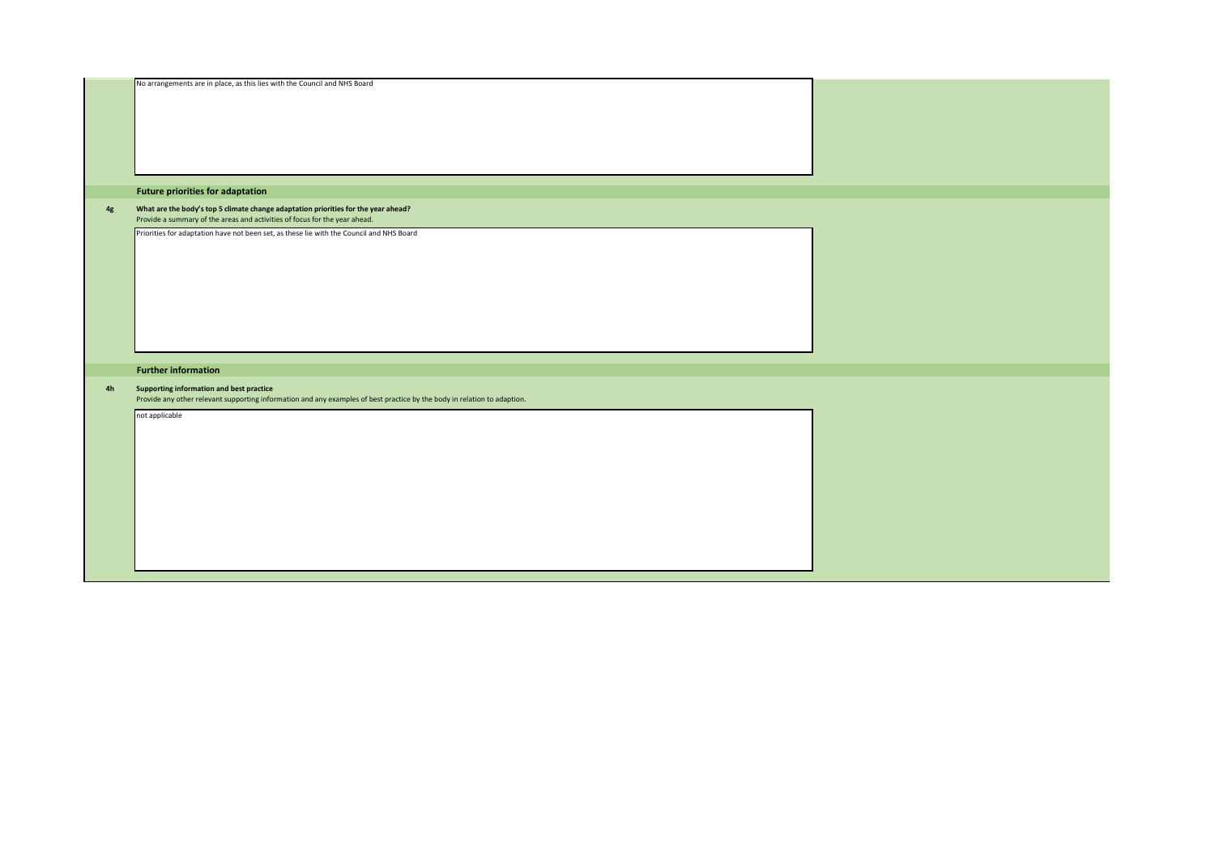No arrangements are in place, as this lies with the Council and NHS Board

## Future priorities for adaptation

**4g** **What are the body's top 5 climate change adaptation priorities for the year ahead?**

Provide a summary of the areas and activities of focus for the year ahead.

Priorities for adaptation have not been set, as these lie with the Council and NHS Board

## Further information

**4h** **Supporting information and best practice**

Provide any other relevant supporting information and any examples of best practice by the body in relation to adaption.

not applicable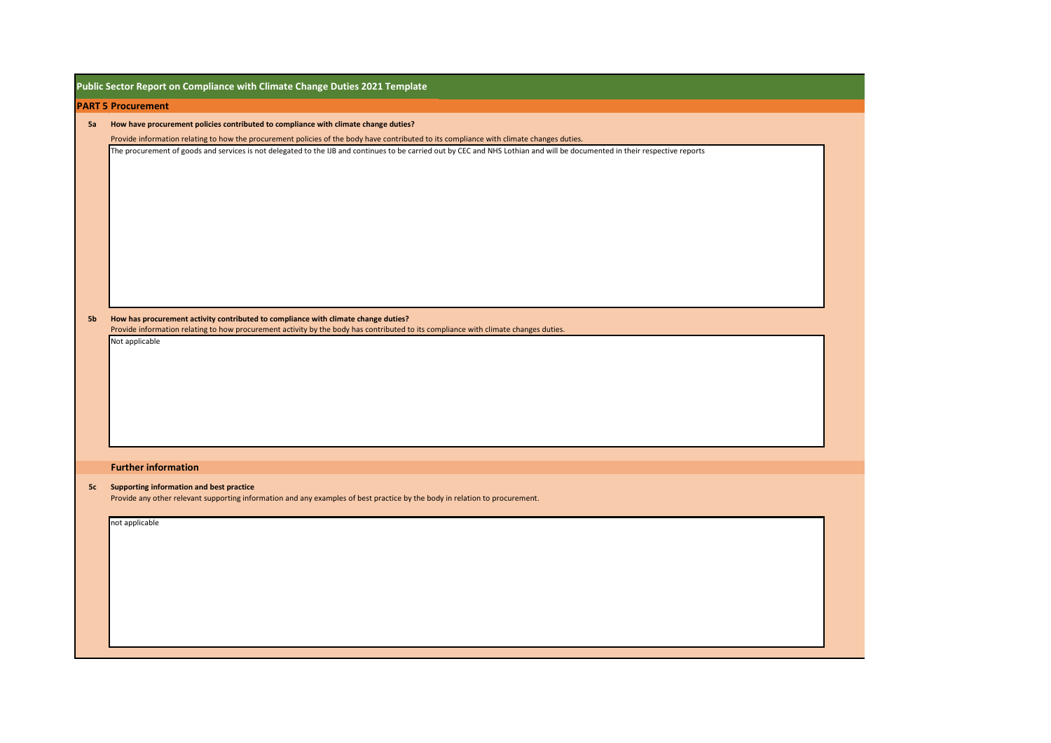# Public Sector Report on Compliance with Climate Change Duties 2021 Template

## PART 5 Procurement

**5a How have procurement policies contributed to compliance with climate change duties?**

Provide information relating to how the procurement policies of the body have contributed to its compliance with climate changes duties.

The procurement of goods and services is not delegated to the IJB and continues to be carried out by CEC and NHS Lothian and will be documented in their respective reports

**5b How has procurement activity contributed to compliance with climate change duties?**

Provide information relating to how procurement activity by the body has contributed to its compliance with climate changes duties.

Not applicable

### Further information

**5c Supporting information and best practice**

Provide any other relevant supporting information and any examples of best practice by the body in relation to procurement.

not applicable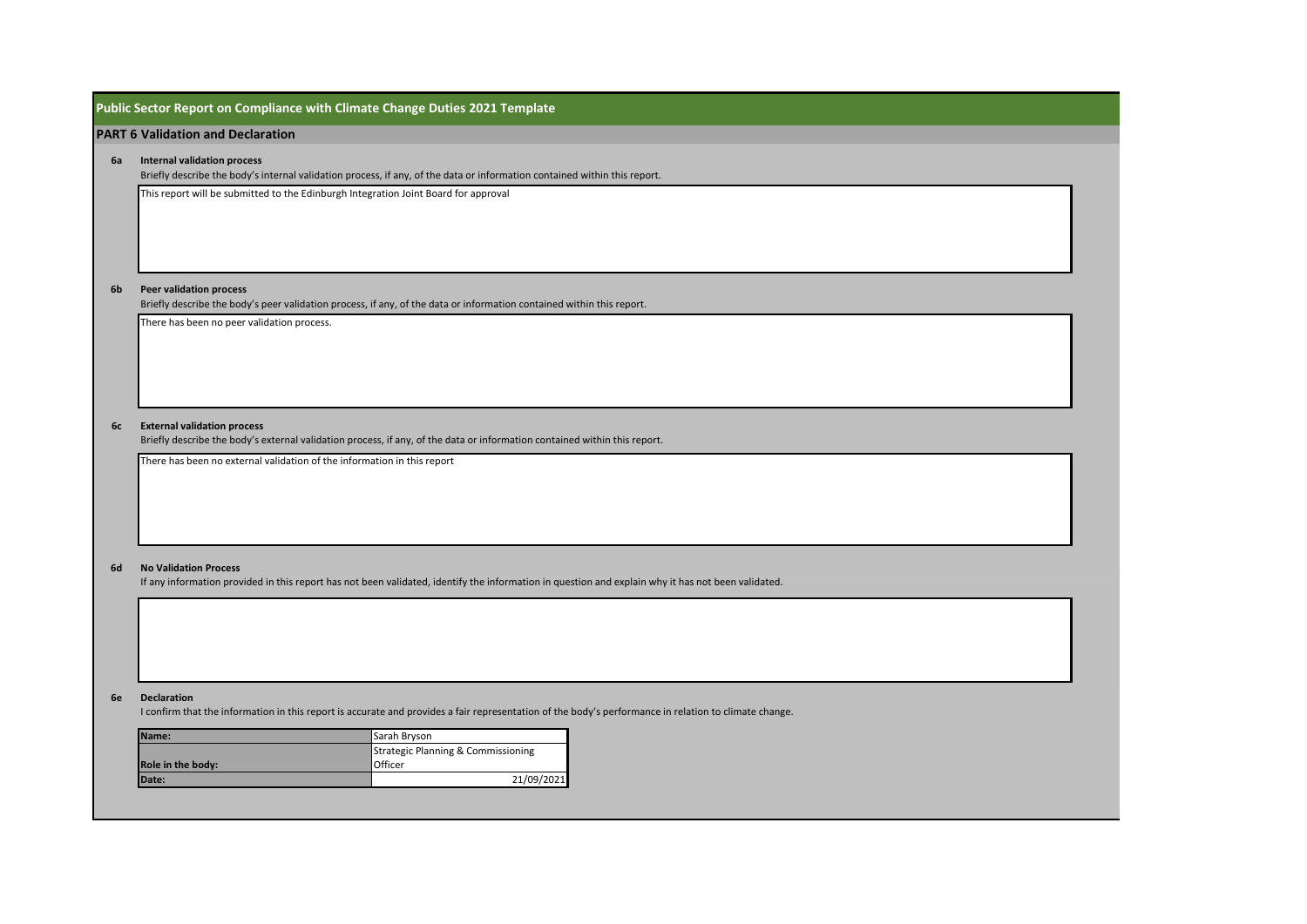# Public Sector Report on Compliance with Climate Change Duties 2021 Template

## PART 6 Validation and Declaration

**6a Internal validation process**

Briefly describe the body's internal validation process, if any, of the data or information contained within this report.

This report will be submitted to the Edinburgh Integration Joint Board for approval

**6b Peer validation process**

Briefly describe the body's peer validation process, if any, of the data or information contained within this report.

There has been no peer validation process.

**6c External validation process**

Briefly describe the body's external validation process, if any, of the data or information contained within this report.

There has been no external validation of the information in this report

**6d No Validation Process**

If any information provided in this report has not been validated, identify the information in question and explain why it has not been validated.

**6e Declaration**

I confirm that the information in this report is accurate and provides a fair representation of the body's performance in relation to climate change.

| | |
|---|---|
| **Name:** | Sarah Bryson |
| **Role in the body:** | Strategic Planning & Commissioning Officer |
| **Date:** | 21/09/2021 |